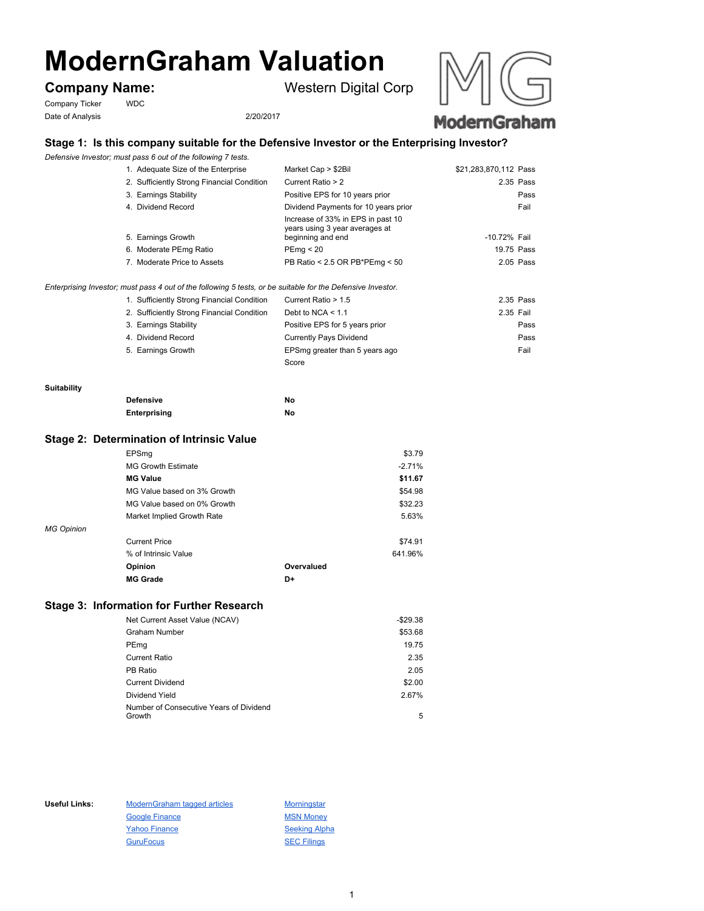# ModernGraham Valuation

**Company Name:** Western Digital Corp

Company Ticker: WDC

Date of Analysis: 2/20/2017

## Stage 1: Is this company suitable for the Defensive Investor or the Enterprising Investor?

*Defensive Investor; must pass 6 out of the following 7 tests.*

| Test | Criteria | Value | Result |
|---|---|---|---|
| 1. Adequate Size of the Enterprise | Market Cap > $2Bil | $21,283,870,112 | Pass |
| 2. Sufficiently Strong Financial Condition | Current Ratio > 2 | 2.35 | Pass |
| 3. Earnings Stability | Positive EPS for 10 years prior | | Pass |
| 4. Dividend Record | Dividend Payments for 10 years prior | | Fail |
| 5. Earnings Growth | Increase of 33% in EPS in past 10 years using 3 year averages at beginning and end | -10.72% | Fail |
| 6. Moderate PEmg Ratio | PEmg < 20 | 19.75 | Pass |
| 7. Moderate Price to Assets | PB Ratio < 2.5 OR PB*PEmg < 50 | 2.05 | Pass |

*Enterprising Investor; must pass 4 out of the following 5 tests, or be suitable for the Defensive Investor.*

| Test | Criteria | Value | Result |
|---|---|---|---|
| 1. Sufficiently Strong Financial Condition | Current Ratio > 1.5 | 2.35 | Pass |
| 2. Sufficiently Strong Financial Condition | Debt to NCA < 1.1 | 2.35 | Fail |
| 3. Earnings Stability | Positive EPS for 5 years prior | | Pass |
| 4. Dividend Record | Currently Pays Dividend | | Pass |
| 5. Earnings Growth | EPSmg greater than 5 years ago | | Fail |
| | Score | | |

**Suitability**

| | |
|---|---|
| **Defensive** | **No** |
| **Enterprising** | **No** |

## Stage 2: Determination of Intrinsic Value

| | |
|---|---|
| EPSmg | $3.79 |
| MG Growth Estimate | -2.71% |
| **MG Value** | **$11.67** |
| MG Value based on 3% Growth | $54.98 |
| MG Value based on 0% Growth | $32.23 |
| Market Implied Growth Rate | 5.63% |

*MG Opinion*

| | |
|---|---|
| Current Price | $74.91 |
| % of Intrinsic Value | 641.96% |
| **Opinion** | **Overvalued** |
| **MG Grade** | **D+** |

## Stage 3: Information for Further Research

| | |
|---|---|
| Net Current Asset Value (NCAV) | -$29.38 |
| Graham Number | $53.68 |
| PEmg | 19.75 |
| Current Ratio | 2.35 |
| PB Ratio | 2.05 |
| Current Dividend | $2.00 |
| Dividend Yield | 2.67% |
| Number of Consecutive Years of Dividend Growth | 5 |

**Useful Links:**

- [ModernGraham tagged articles]
- [Google Finance]
- [Yahoo Finance]
- [GuruFocus]
- [Morningstar]
- [MSN Money]
- [Seeking Alpha]
- [SEC Filings]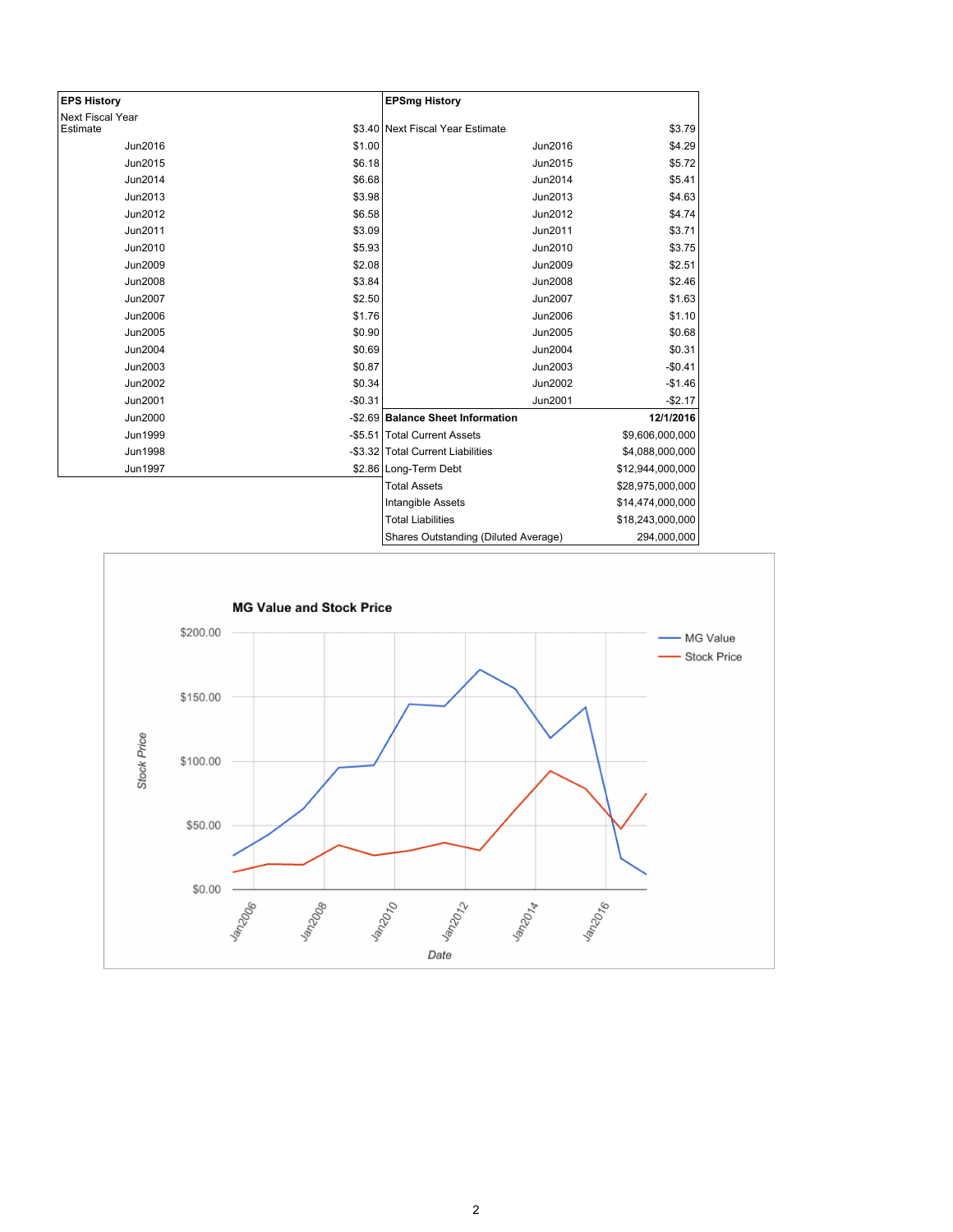| EPS History | |
|---|---|
| Next Fiscal Year Estimate | $3.40 |
| Jun2016 | $1.00 |
| Jun2015 | $6.18 |
| Jun2014 | $6.68 |
| Jun2013 | $3.98 |
| Jun2012 | $6.58 |
| Jun2011 | $3.09 |
| Jun2010 | $5.93 |
| Jun2009 | $2.08 |
| Jun2008 | $3.84 |
| Jun2007 | $2.50 |
| Jun2006 | $1.76 |
| Jun2005 | $0.90 |
| Jun2004 | $0.69 |
| Jun2003 | $0.87 |
| Jun2002 | $0.34 |
| Jun2001 | -$0.31 |
| Jun2000 | -$2.69 |
| Jun1999 | -$5.51 |
| Jun1998 | -$3.32 |
| Jun1997 | $2.86 |

| EPSmg History | |
|---|---|
| Next Fiscal Year Estimate | $3.79 |
| Jun2016 | $4.29 |
| Jun2015 | $5.72 |
| Jun2014 | $5.41 |
| Jun2013 | $4.63 |
| Jun2012 | $4.74 |
| Jun2011 | $3.71 |
| Jun2010 | $3.75 |
| Jun2009 | $2.51 |
| Jun2008 | $2.46 |
| Jun2007 | $1.63 |
| Jun2006 | $1.10 |
| Jun2005 | $0.68 |
| Jun2004 | $0.31 |
| Jun2003 | -$0.41 |
| Jun2002 | -$1.46 |
| Jun2001 | -$2.17 |

| Balance Sheet Information | 12/1/2016 |
|---|---|
| Total Current Assets | $9,606,000,000 |
| Total Current Liabilities | $4,088,000,000 |
| Long-Term Debt | $12,944,000,000 |
| Total Assets | $28,975,000,000 |
| Intangible Assets | $14,474,000,000 |
| Total Liabilities | $18,243,000,000 |
| Shares Outstanding (Diluted Average) | 294,000,000 |

**MG Value and Stock Price**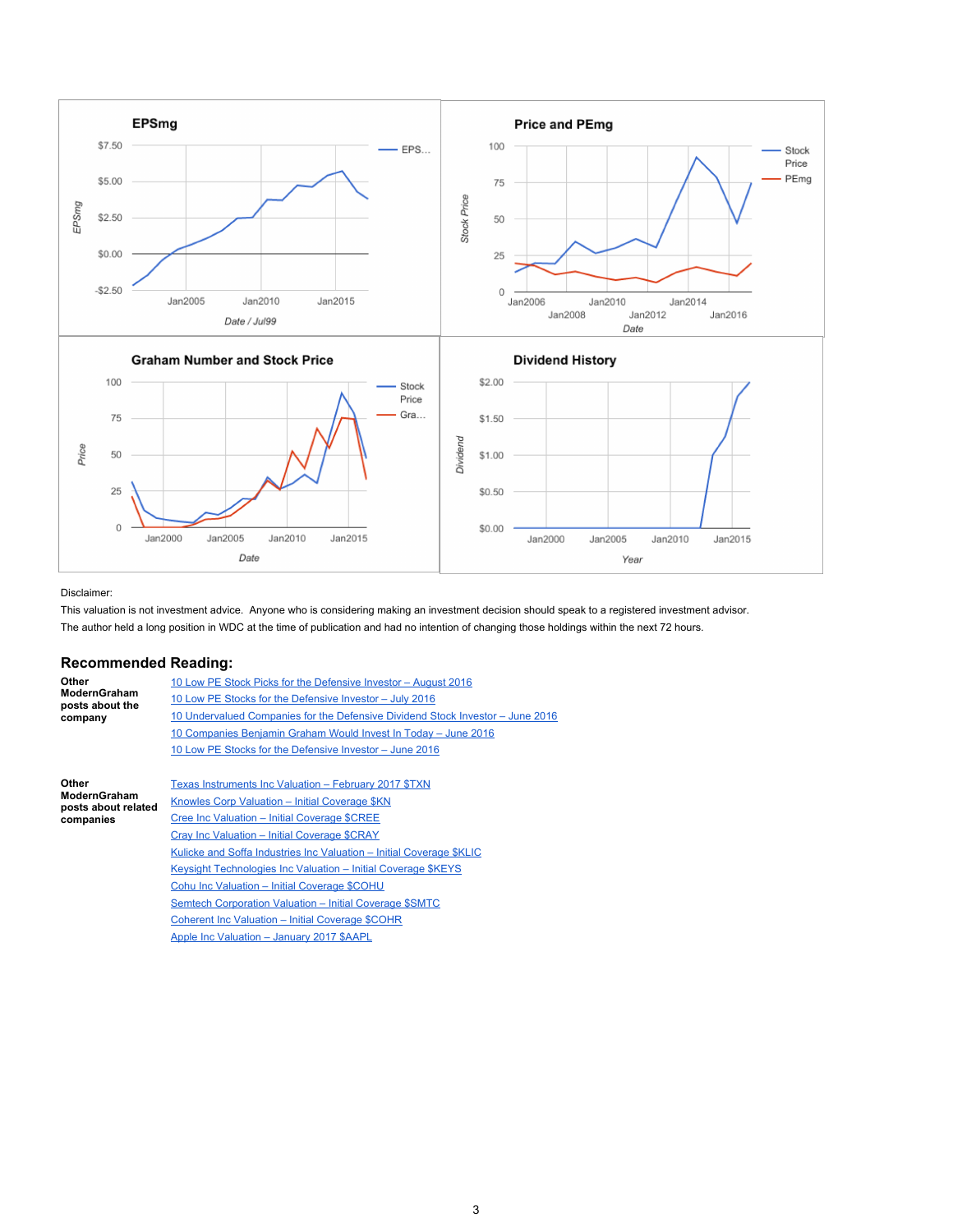EPSmg

$7.50
$5.00
$2.50
$0.00
-$2.50

EPSmg

Jan2005
Jan2010
Jan2015

Date / Jul99

EPS...

Price and PEmg

100
75
50
25
0

Stock Price

Jan2006
Jan2008
Jan2010
Jan2012
Jan2014
Jan2016

Date

Stock Price
PEmg

Graham Number and Stock Price

100
75
50
25
0

Price

Jan2000
Jan2005
Jan2010
Jan2015

Date

Stock Price
Gra...

Dividend History

$2.00
$1.50
$1.00
$0.50
$0.00

Dividend

Jan2000
Jan2005
Jan2010
Jan2015

Year

Disclaimer:

This valuation is not investment advice. Anyone who is considering making an investment decision should speak to a registered investment advisor. The author held a long position in WDC at the time of publication and had no intention of changing those holdings within the next 72 hours.

## Recommended Reading:

| | |
|---|---|
| **Other ModernGraham posts about the company** | [10 Low PE Stock Picks for the Defensive Investor – August 2016](#)<br>[10 Low PE Stocks for the Defensive Investor – July 2016](#)<br>[10 Undervalued Companies for the Defensive Dividend Stock Investor – June 2016](#)<br>[10 Companies Benjamin Graham Would Invest In Today – June 2016](#)<br>[10 Low PE Stocks for the Defensive Investor – June 2016](#) |
| **Other ModernGraham posts about related companies** | [Texas Instruments Inc Valuation – February 2017 $TXN](#)<br>[Knowles Corp Valuation – Initial Coverage $KN](#)<br>[Cree Inc Valuation – Initial Coverage $CREE](#)<br>[Cray Inc Valuation – Initial Coverage $CRAY](#)<br>[Kulicke and Soffa Industries Inc Valuation – Initial Coverage $KLIC](#)<br>[Keysight Technologies Inc Valuation – Initial Coverage $KEYS](#)<br>[Cohu Inc Valuation – Initial Coverage $COHU](#)<br>[Semtech Corporation Valuation – Initial Coverage $SMTC](#)<br>[Coherent Inc Valuation – Initial Coverage $COHR](#)<br>[Apple Inc Valuation – January 2017 $AAPL](#) |